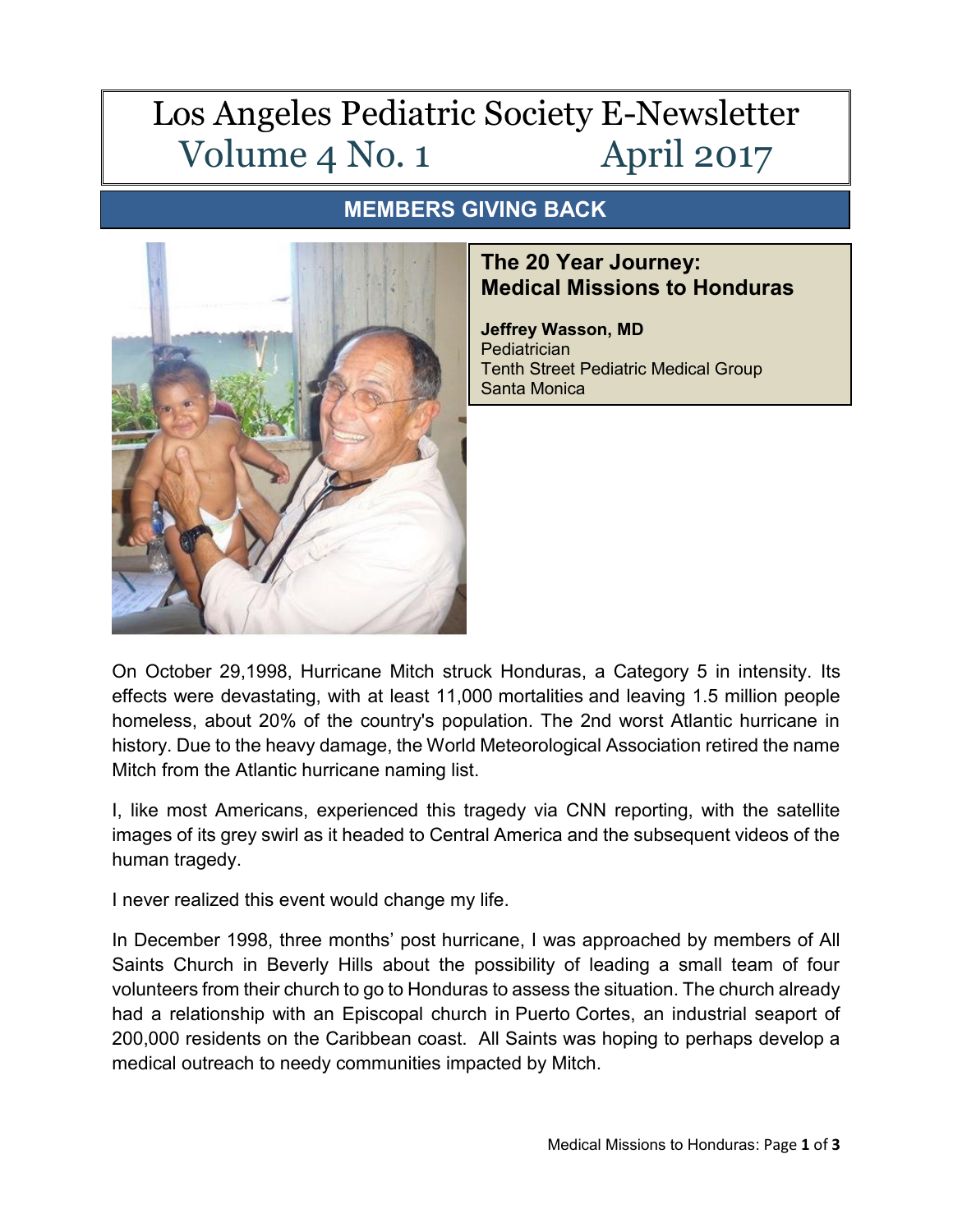# Los Angeles Pediatric Society E-Newsletter
## Volume 4 No. 1 April 2017

## MEMBERS GIVING BACK

### The 20 Year Journey: Medical Missions to Honduras

**Jeffrey Wasson, MD**
Pediatrician
Tenth Street Pediatric Medical Group
Santa Monica

On October 29,1998, Hurricane Mitch struck Honduras, a Category 5 in intensity. Its effects were devastating, with at least 11,000 mortalities and leaving 1.5 million people homeless, about 20% of the country's population. The 2nd worst Atlantic hurricane in history. Due to the heavy damage, the World Meteorological Association retired the name Mitch from the Atlantic hurricane naming list.

I, like most Americans, experienced this tragedy via CNN reporting, with the satellite images of its grey swirl as it headed to Central America and the subsequent videos of the human tragedy.

I never realized this event would change my life.

In December 1998, three months' post hurricane, I was approached by members of All Saints Church in Beverly Hills about the possibility of leading a small team of four volunteers from their church to go to Honduras to assess the situation. The church already had a relationship with an Episcopal church in Puerto Cortes, an industrial seaport of 200,000 residents on the Caribbean coast. All Saints was hoping to perhaps develop a medical outreach to needy communities impacted by Mitch.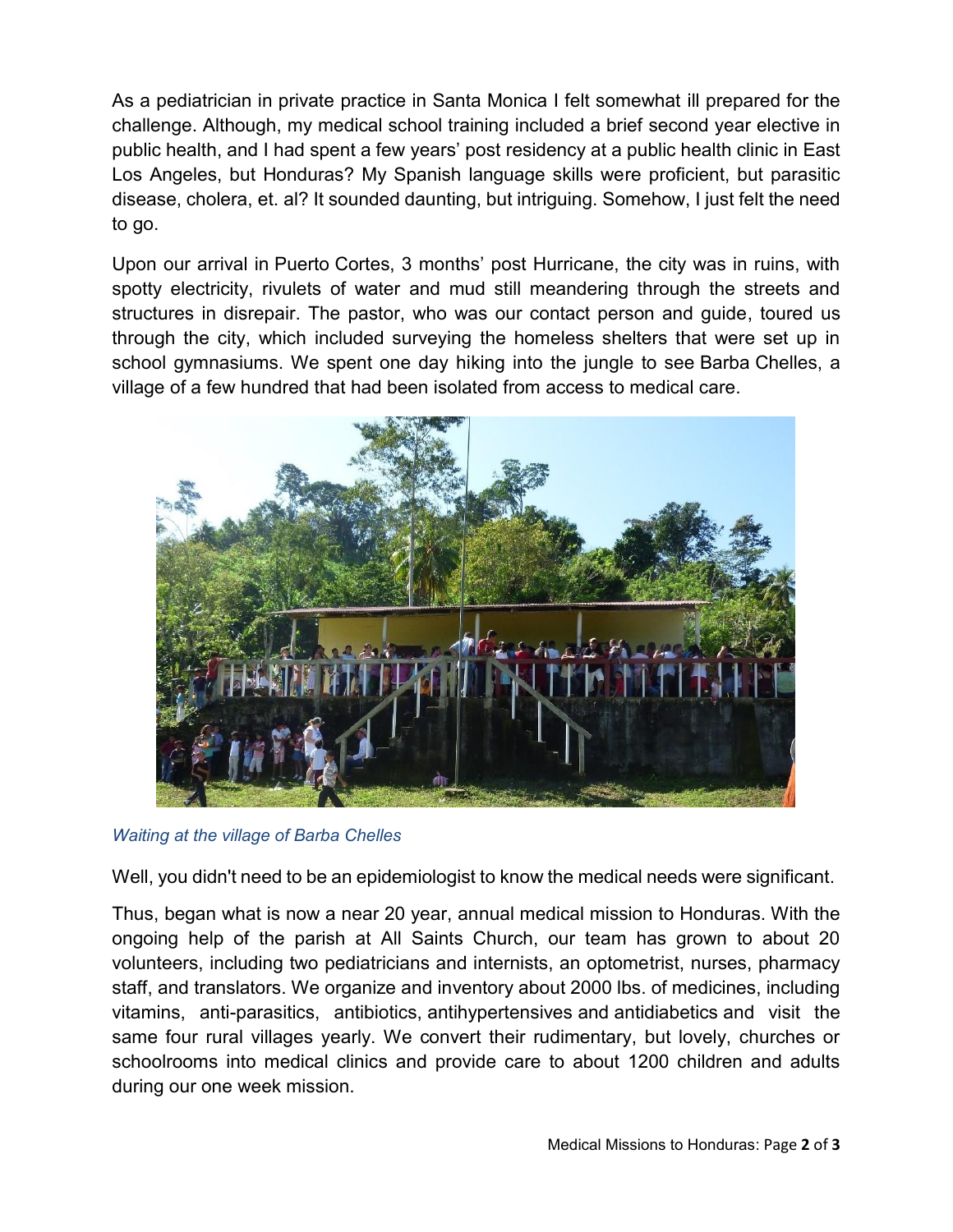As a pediatrician in private practice in Santa Monica I felt somewhat ill prepared for the challenge. Although, my medical school training included a brief second year elective in public health, and I had spent a few years' post residency at a public health clinic in East Los Angeles, but Honduras? My Spanish language skills were proficient, but parasitic disease, cholera, et. al? It sounded daunting, but intriguing. Somehow, I just felt the need to go.

Upon our arrival in Puerto Cortes, 3 months' post Hurricane, the city was in ruins, with spotty electricity, rivulets of water and mud still meandering through the streets and structures in disrepair. The pastor, who was our contact person and guide, toured us through the city, which included surveying the homeless shelters that were set up in school gymnasiums. We spent one day hiking into the jungle to see Barba Chelles, a village of a few hundred that had been isolated from access to medical care.

*Waiting at the village of Barba Chelles*

Well, you didn't need to be an epidemiologist to know the medical needs were significant.

Thus, began what is now a near 20 year, annual medical mission to Honduras. With the ongoing help of the parish at All Saints Church, our team has grown to about 20 volunteers, including two pediatricians and internists, an optometrist, nurses, pharmacy staff, and translators. We organize and inventory about 2000 lbs. of medicines, including vitamins, anti-parasitics, antibiotics, antihypertensives and antidiabetics and visit the same four rural villages yearly. We convert their rudimentary, but lovely, churches or schoolrooms into medical clinics and provide care to about 1200 children and adults during our one week mission.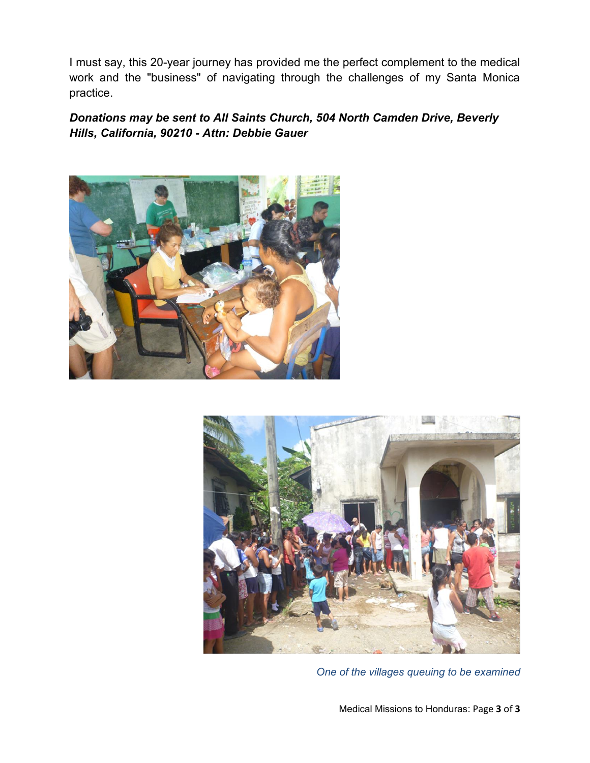I must say, this 20-year journey has provided me the perfect complement to the medical work and the "business" of navigating through the challenges of my Santa Monica practice.

***Donations may be sent to All Saints Church, 504 North Camden Drive, Beverly Hills, California, 90210 - Attn: Debbie Gauer***

*One of the villages queuing to be examined*